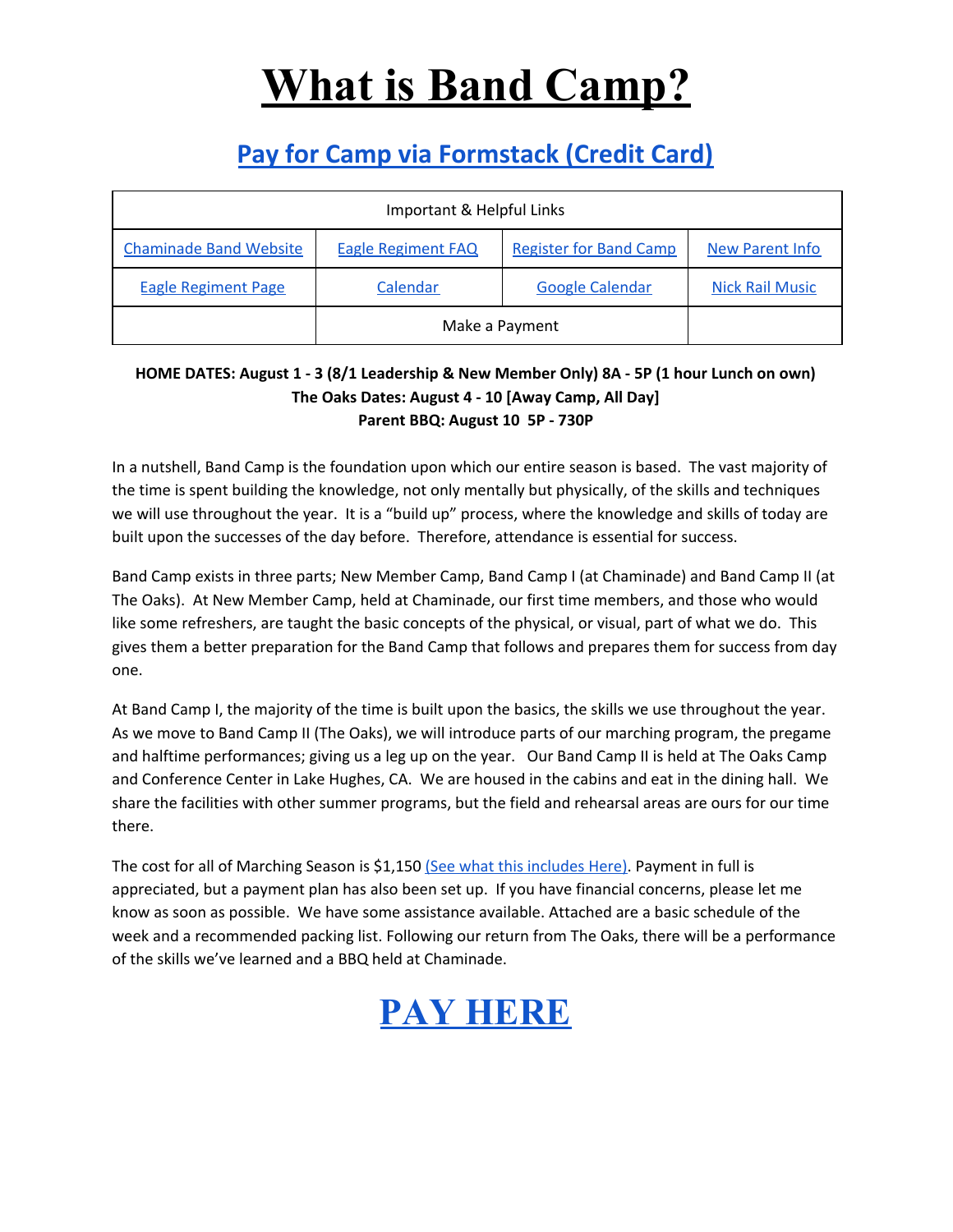# What is Band Camp?

## Pay for Camp via Formstack (Credit Card)

| Important & Helpful Links | | | |
|---|---|---|---|
| Chaminade Band Website | Eagle Regiment FAQ | Register for Band Camp | New Parent Info |
| Eagle Regiment Page | Calendar | Google Calendar | Nick Rail Music |
| | Make a Payment | | |

**HOME DATES: August 1 - 3 (8/1 Leadership & New Member Only) 8A - 5P (1 hour Lunch on own)**
**The Oaks Dates: August 4 - 10 [Away Camp, All Day]**
**Parent BBQ: August 10 5P - 730P**

In a nutshell, Band Camp is the foundation upon which our entire season is based. The vast majority of the time is spent building the knowledge, not only mentally but physically, of the skills and techniques we will use throughout the year. It is a "build up" process, where the knowledge and skills of today are built upon the successes of the day before. Therefore, attendance is essential for success.

Band Camp exists in three parts; New Member Camp, Band Camp I (at Chaminade) and Band Camp II (at The Oaks). At New Member Camp, held at Chaminade, our first time members, and those who would like some refreshers, are taught the basic concepts of the physical, or visual, part of what we do. This gives them a better preparation for the Band Camp that follows and prepares them for success from day one.

At Band Camp I, the majority of the time is built upon the basics, the skills we use throughout the year. As we move to Band Camp II (The Oaks), we will introduce parts of our marching program, the pregame and halftime performances; giving us a leg up on the year. Our Band Camp II is held at The Oaks Camp and Conference Center in Lake Hughes, CA. We are housed in the cabins and eat in the dining hall. We share the facilities with other summer programs, but the field and rehearsal areas are ours for our time there.

The cost for all of Marching Season is $1,150 (See what this includes Here). Payment in full is appreciated, but a payment plan has also been set up. If you have financial concerns, please let me know as soon as possible. We have some assistance available. Attached are a basic schedule of the week and a recommended packing list. Following our return from The Oaks, there will be a performance of the skills we've learned and a BBQ held at Chaminade.

# PAY HERE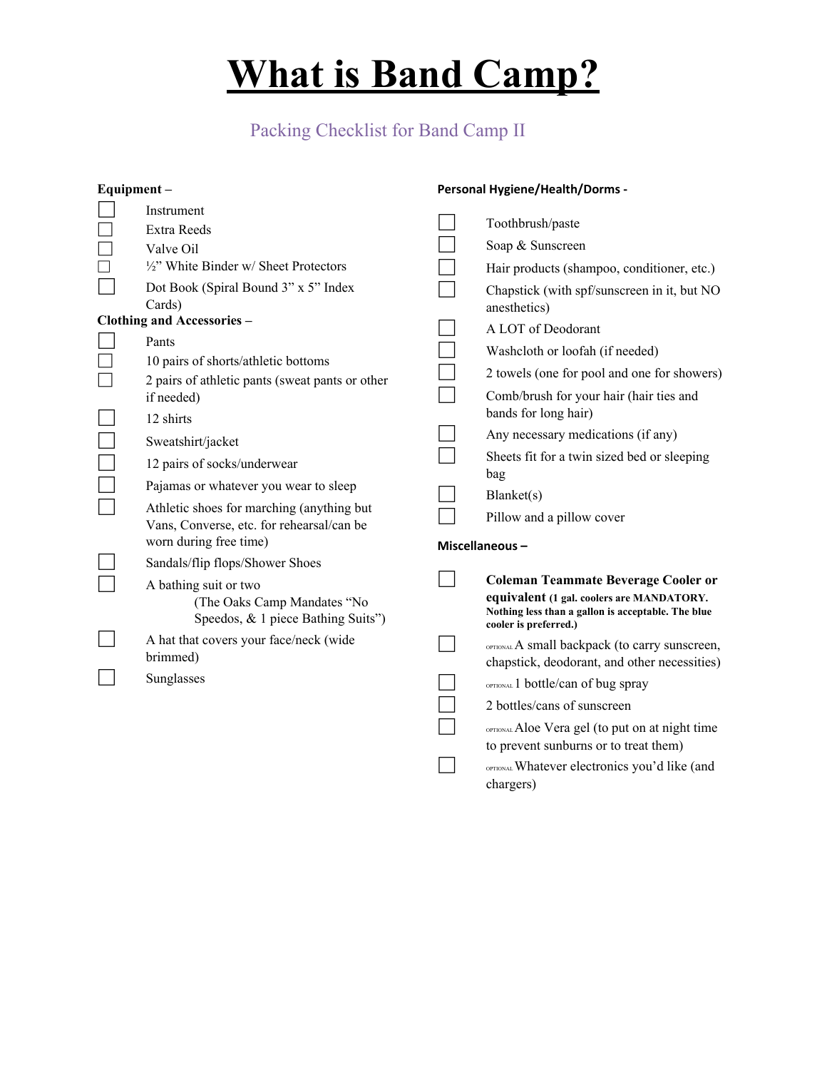# What is Band Camp?

## Packing Checklist for Band Camp II

**Equipment –**

- [ ] Instrument
- [ ] Extra Reeds
- [ ] Valve Oil
- [ ] ½" White Binder w/ Sheet Protectors
- [ ] Dot Book (Spiral Bound 3" x 5" Index Cards)

**Clothing and Accessories –**

- [ ] Pants
- [ ] 10 pairs of shorts/athletic bottoms
- [ ] 2 pairs of athletic pants (sweat pants or other if needed)
- [ ] 12 shirts
- [ ] Sweatshirt/jacket
- [ ] 12 pairs of socks/underwear
- [ ] Pajamas or whatever you wear to sleep
- [ ] Athletic shoes for marching (anything but Vans, Converse, etc. for rehearsal/can be worn during free time)
- [ ] Sandals/flip flops/Shower Shoes
- [ ] A bathing suit or two
  (The Oaks Camp Mandates "No Speedos, & 1 piece Bathing Suits")
- [ ] A hat that covers your face/neck (wide brimmed)
- [ ] Sunglasses

**Personal Hygiene/Health/Dorms -**

- [ ] Toothbrush/paste
- [ ] Soap & Sunscreen
- [ ] Hair products (shampoo, conditioner, etc.)
- [ ] Chapstick (with spf/sunscreen in it, but NO anesthetics)
- [ ] A LOT of Deodorant
- [ ] Washcloth or loofah (if needed)
- [ ] 2 towels (one for pool and one for showers)
- [ ] Comb/brush for your hair (hair ties and bands for long hair)
- [ ] Any necessary medications (if any)
- [ ] Sheets fit for a twin sized bed or sleeping bag
- [ ] Blanket(s)
- [ ] Pillow and a pillow cover

**Miscellaneous –**

- [ ] **Coleman Teammate Beverage Cooler or equivalent (1 gal. coolers are MANDATORY. Nothing less than a gallon is acceptable. The blue cooler is preferred.)**
- [ ] OPTIONAL A small backpack (to carry sunscreen, chapstick, deodorant, and other necessities)
- [ ] OPTIONAL 1 bottle/can of bug spray
- [ ] 2 bottles/cans of sunscreen
- [ ] OPTIONAL Aloe Vera gel (to put on at night time to prevent sunburns or to treat them)
- [ ] OPTIONAL Whatever electronics you'd like (and chargers)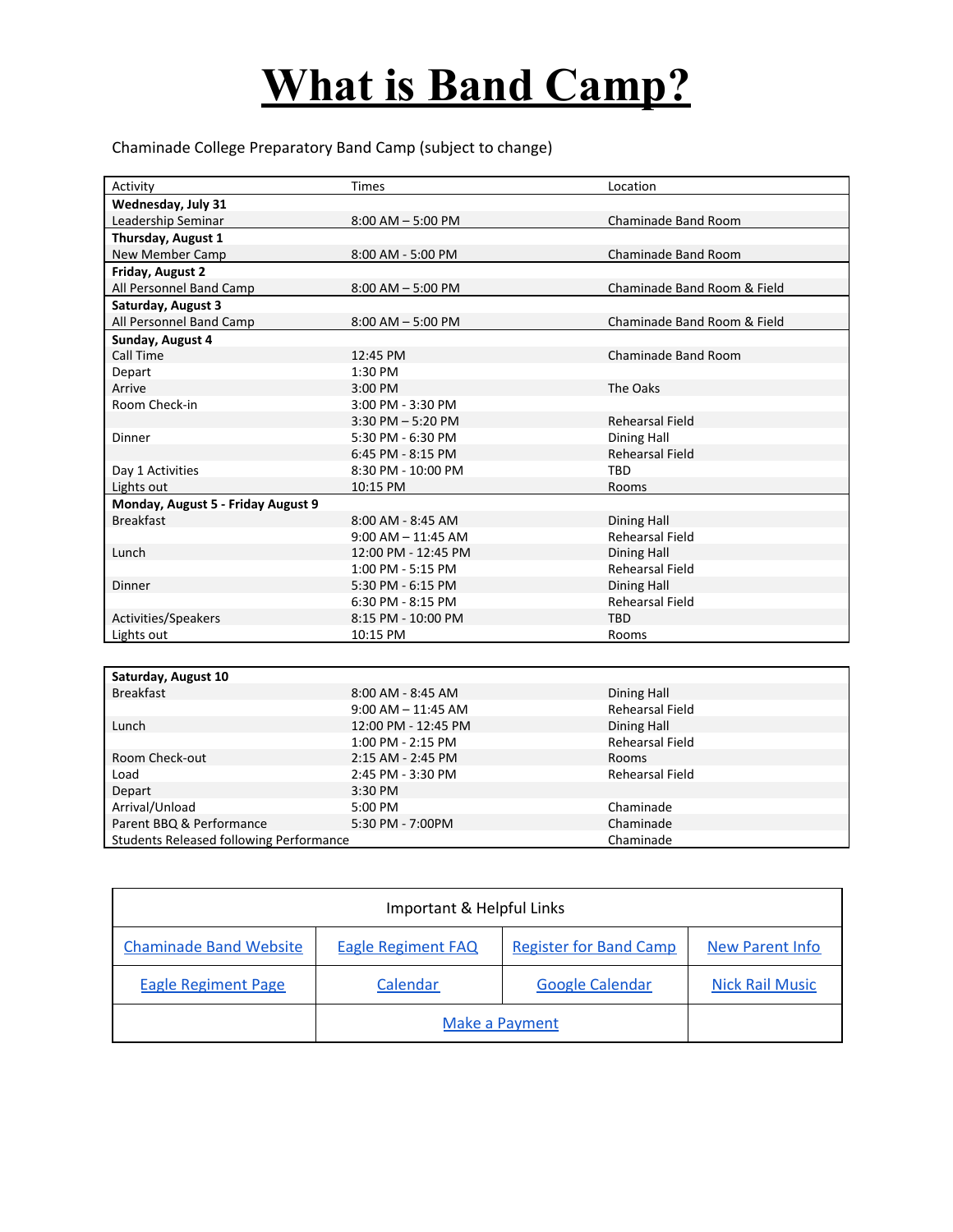# What is Band Camp?

Chaminade College Preparatory Band Camp (subject to change)

| Activity | Times | Location |
|---|---|---|
| **Wednesday, July 31** | | |
| Leadership Seminar | 8:00 AM – 5:00 PM | Chaminade Band Room |
| **Thursday, August 1** | | |
| New Member Camp | 8:00 AM - 5:00 PM | Chaminade Band Room |
| **Friday, August 2** | | |
| All Personnel Band Camp | 8:00 AM – 5:00 PM | Chaminade Band Room & Field |
| **Saturday, August 3** | | |
| All Personnel Band Camp | 8:00 AM – 5:00 PM | Chaminade Band Room & Field |
| **Sunday, August 4** | | |
| Call Time | 12:45 PM | Chaminade Band Room |
| Depart | 1:30 PM | |
| Arrive | 3:00 PM | The Oaks |
| Room Check-in | 3:00 PM - 3:30 PM | |
| | 3:30 PM – 5:20 PM | Rehearsal Field |
| Dinner | 5:30 PM - 6:30 PM | Dining Hall |
| | 6:45 PM - 8:15 PM | Rehearsal Field |
| Day 1 Activities | 8:30 PM - 10:00 PM | TBD |
| Lights out | 10:15 PM | Rooms |
| **Monday, August 5 - Friday August 9** | | |
| Breakfast | 8:00 AM - 8:45 AM | Dining Hall |
| | 9:00 AM – 11:45 AM | Rehearsal Field |
| Lunch | 12:00 PM - 12:45 PM | Dining Hall |
| | 1:00 PM - 5:15 PM | Rehearsal Field |
| Dinner | 5:30 PM - 6:15 PM | Dining Hall |
| | 6:30 PM - 8:15 PM | Rehearsal Field |
| Activities/Speakers | 8:15 PM - 10:00 PM | TBD |
| Lights out | 10:15 PM | Rooms |

| | | |
|---|---|---|
| **Saturday, August 10** | | |
| Breakfast | 8:00 AM - 8:45 AM | Dining Hall |
| | 9:00 AM – 11:45 AM | Rehearsal Field |
| Lunch | 12:00 PM - 12:45 PM | Dining Hall |
| | 1:00 PM - 2:15 PM | Rehearsal Field |
| Room Check-out | 2:15 AM - 2:45 PM | Rooms |
| Load | 2:45 PM - 3:30 PM | Rehearsal Field |
| Depart | 3:30 PM | |
| Arrival/Unload | 5:00 PM | Chaminade |
| Parent BBQ & Performance | 5:30 PM - 7:00PM | Chaminade |
| Students Released following Performance | | Chaminade |

| Important & Helpful Links | | | |
|---|---|---|---|
| Chaminade Band Website | Eagle Regiment FAQ | Register for Band Camp | New Parent Info |
| Eagle Regiment Page | Calendar | Google Calendar | Nick Rail Music |
| | Make a Payment | | |